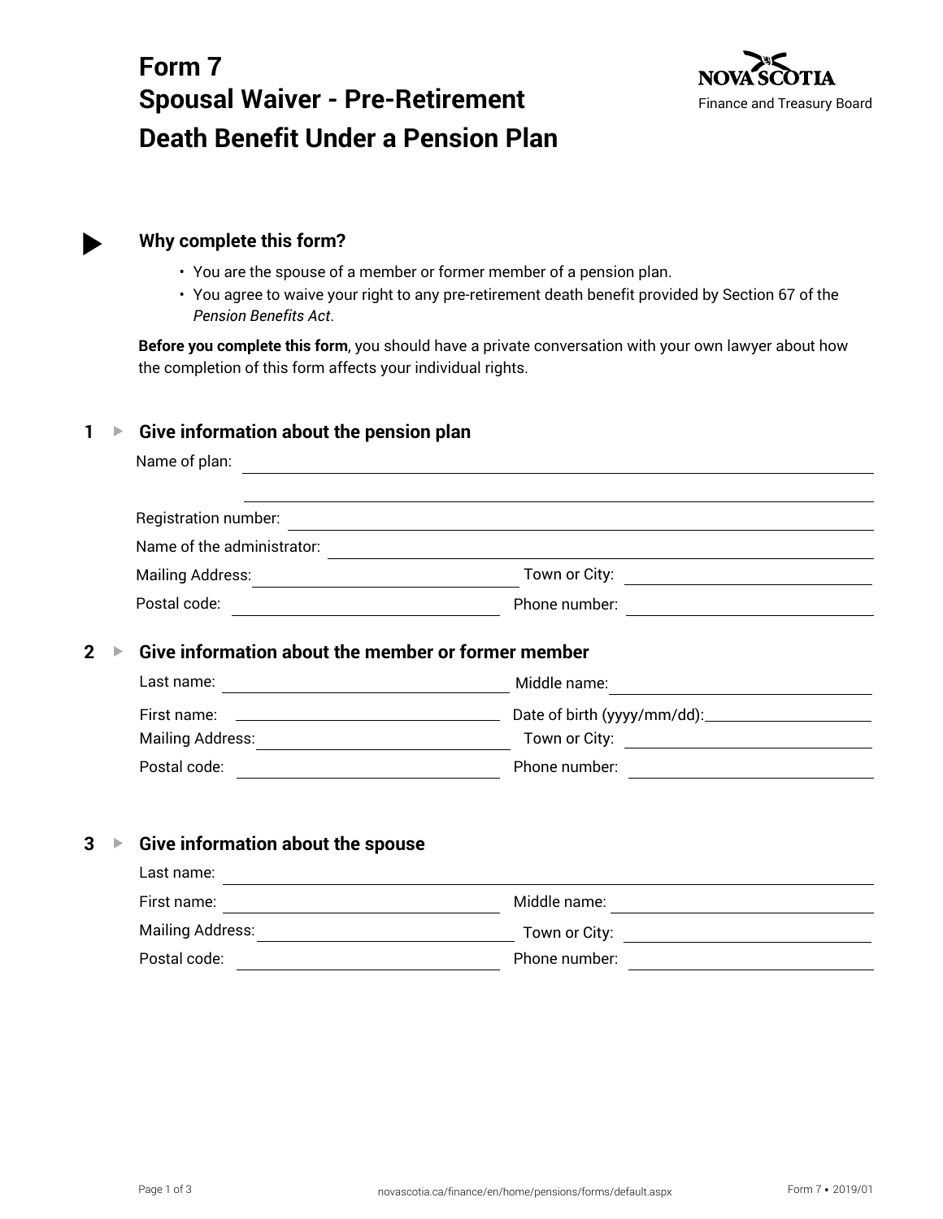# Form 7
# Spousal Waiver - Pre-Retirement Death Benefit Under a Pension Plan

Nova Scotia
Finance and Treasury Board

## Why complete this form?

- You are the spouse of a member or former member of a pension plan.
- You agree to waive your right to any pre-retirement death benefit provided by Section 67 of the *Pension Benefits Act*.

**Before you complete this form**, you should have a private conversation with your own lawyer about how the completion of this form affects your individual rights.

## 1 Give information about the pension plan

Name of plan: ______________________________

______________________________

Registration number: ______________________________

Name of the administrator: ______________________________

Mailing Address: ______________ Town or City: ______________

Postal code: ______________ Phone number: ______________

## 2 Give information about the member or former member

Last name: ______________ Middle name: ______________

First name: ______________ Date of birth (yyyy/mm/dd): ______________

Mailing Address: ______________ Town or City: ______________

Postal code: ______________ Phone number: ______________

## 3 Give information about the spouse

Last name: ______________________________

First name: ______________ Middle name: ______________

Mailing Address: ______________ Town or City: ______________

Postal code: ______________ Phone number: ______________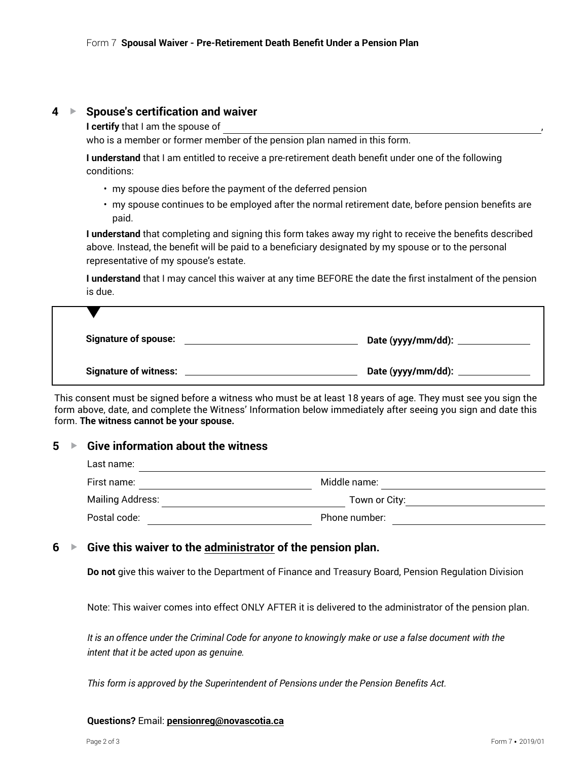## 4 ▸ Spouse's certification and waiver

**I certify** that I am the spouse of \_\_\_\_\_\_\_\_\_\_\_\_\_\_\_\_\_\_\_\_\_\_\_\_\_\_\_\_\_\_\_\_\_\_\_\_\_\_\_\_,
who is a member or former member of the pension plan named in this form.

**I understand** that I am entitled to receive a pre-retirement death benefit under one of the following conditions:

- my spouse dies before the payment of the deferred pension
- my spouse continues to be employed after the normal retirement date, before pension benefits are paid.

**I understand** that completing and signing this form takes away my right to receive the benefits described above. Instead, the benefit will be paid to a beneficiary designated by my spouse or to the personal representative of my spouse's estate.

**I understand** that I may cancel this waiver at any time BEFORE the date the first instalment of the pension is due.

| | |
|---|---|
| **Signature of spouse:** \_\_\_\_\_\_\_\_\_\_\_\_\_\_\_\_\_\_\_\_ | **Date (yyyy/mm/dd):** \_\_\_\_\_\_\_\_\_\_ |
| **Signature of witness:** \_\_\_\_\_\_\_\_\_\_\_\_\_\_\_\_\_\_\_\_ | **Date (yyyy/mm/dd):** \_\_\_\_\_\_\_\_\_\_ |

This consent must be signed before a witness who must be at least 18 years of age. They must see you sign the form above, date, and complete the Witness' Information below immediately after seeing you sign and date this form. **The witness cannot be your spouse.**

## 5 ▸ Give information about the witness

Last name: \_\_\_\_\_\_\_\_\_\_\_\_\_\_\_\_\_\_\_\_\_\_\_\_\_\_\_\_\_\_\_\_\_\_\_\_\_\_\_\_

First name: \_\_\_\_\_\_\_\_\_\_\_\_\_\_\_\_\_\_\_\_ Middle name: \_\_\_\_\_\_\_\_\_\_\_\_\_\_\_\_\_\_\_\_

Mailing Address: \_\_\_\_\_\_\_\_\_\_\_\_\_\_\_\_\_\_\_\_ Town or City: \_\_\_\_\_\_\_\_\_\_\_\_\_\_\_\_\_\_\_\_

Postal code: \_\_\_\_\_\_\_\_\_\_\_\_\_\_\_\_\_\_\_\_ Phone number: \_\_\_\_\_\_\_\_\_\_\_\_\_\_\_\_\_\_\_\_

## 6 ▸ Give this waiver to the administrator of the pension plan.

**Do not** give this waiver to the Department of Finance and Treasury Board, Pension Regulation Division

Note: This waiver comes into effect ONLY AFTER it is delivered to the administrator of the pension plan.

*It is an offence under the Criminal Code for anyone to knowingly make or use a false document with the intent that it be acted upon as genuine.*

*This form is approved by the Superintendent of Pensions under the Pension Benefits Act.*

**Questions?** Email: **pensionreg@novascotia.ca**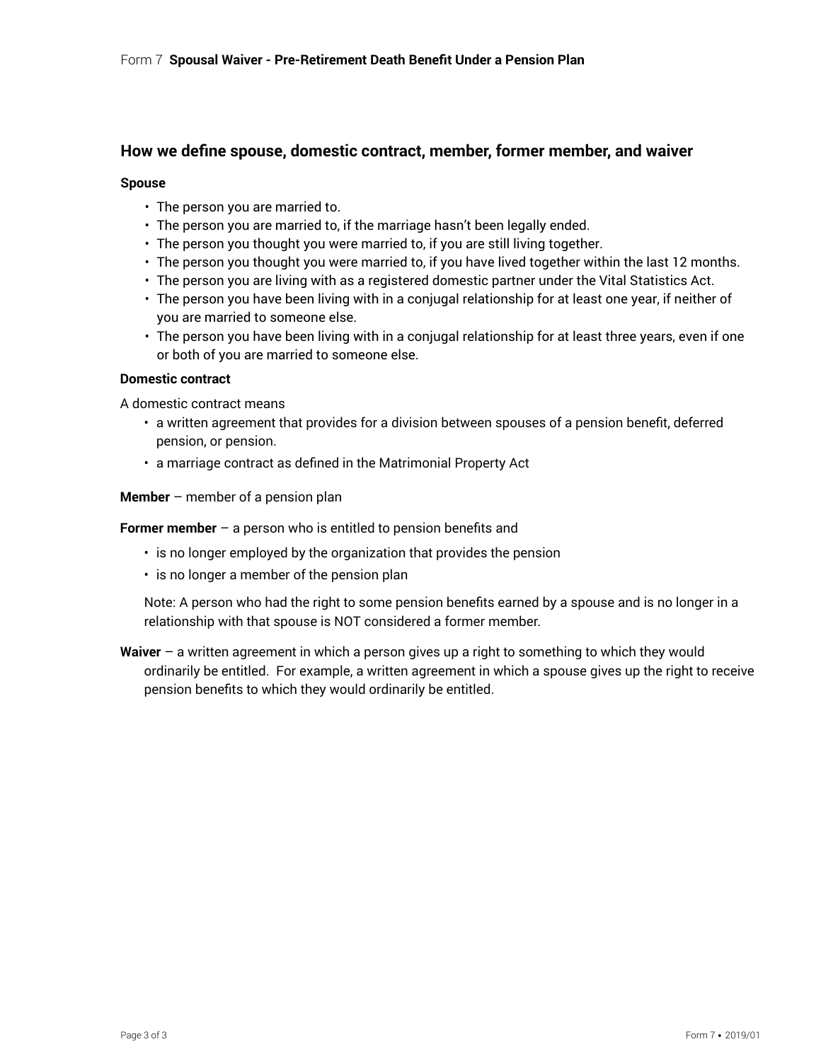## How we define spouse, domestic contract, member, former member, and waiver

**Spouse**

- The person you are married to.
- The person you are married to, if the marriage hasn't been legally ended.
- The person you thought you were married to, if you are still living together.
- The person you thought you were married to, if you have lived together within the last 12 months.
- The person you are living with as a registered domestic partner under the Vital Statistics Act.
- The person you have been living with in a conjugal relationship for at least one year, if neither of you are married to someone else.
- The person you have been living with in a conjugal relationship for at least three years, even if one or both of you are married to someone else.

**Domestic contract**

A domestic contract means

- a written agreement that provides for a division between spouses of a pension benefit, deferred pension, or pension.
- a marriage contract as defined in the Matrimonial Property Act

**Member** – member of a pension plan

**Former member** – a person who is entitled to pension benefits and

- is no longer employed by the organization that provides the pension
- is no longer a member of the pension plan

Note: A person who had the right to some pension benefits earned by a spouse and is no longer in a relationship with that spouse is NOT considered a former member.

**Waiver** – a written agreement in which a person gives up a right to something to which they would ordinarily be entitled. For example, a written agreement in which a spouse gives up the right to receive pension benefits to which they would ordinarily be entitled.